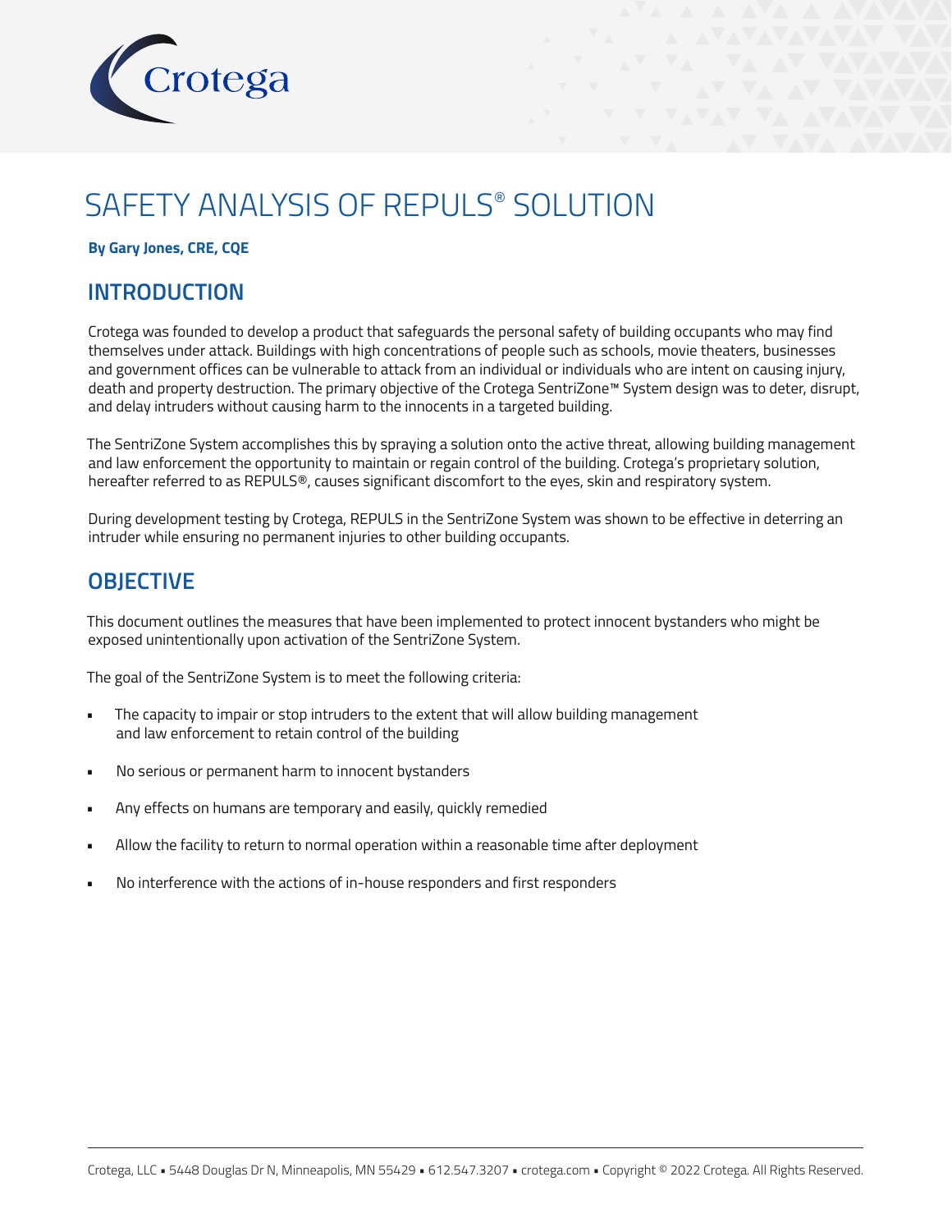# SAFETY ANALYSIS OF REPULS® SOLUTION

**By Gary Jones, CRE, CQE**

## INTRODUCTION

Crotega was founded to develop a product that safeguards the personal safety of building occupants who may find themselves under attack. Buildings with high concentrations of people such as schools, movie theaters, businesses and government offices can be vulnerable to attack from an individual or individuals who are intent on causing injury, death and property destruction. The primary objective of the Crotega SentriZone™ System design was to deter, disrupt, and delay intruders without causing harm to the innocents in a targeted building.

The SentriZone System accomplishes this by spraying a solution onto the active threat, allowing building management and law enforcement the opportunity to maintain or regain control of the building. Crotega's proprietary solution, hereafter referred to as REPULS®, causes significant discomfort to the eyes, skin and respiratory system.

During development testing by Crotega, REPULS in the SentriZone System was shown to be effective in deterring an intruder while ensuring no permanent injuries to other building occupants.

## OBJECTIVE

This document outlines the measures that have been implemented to protect innocent bystanders who might be exposed unintentionally upon activation of the SentriZone System.

The goal of the SentriZone System is to meet the following criteria:

- The capacity to impair or stop intruders to the extent that will allow building management and law enforcement to retain control of the building
- No serious or permanent harm to innocent bystanders
- Any effects on humans are temporary and easily, quickly remedied
- Allow the facility to return to normal operation within a reasonable time after deployment
- No interference with the actions of in-house responders and first responders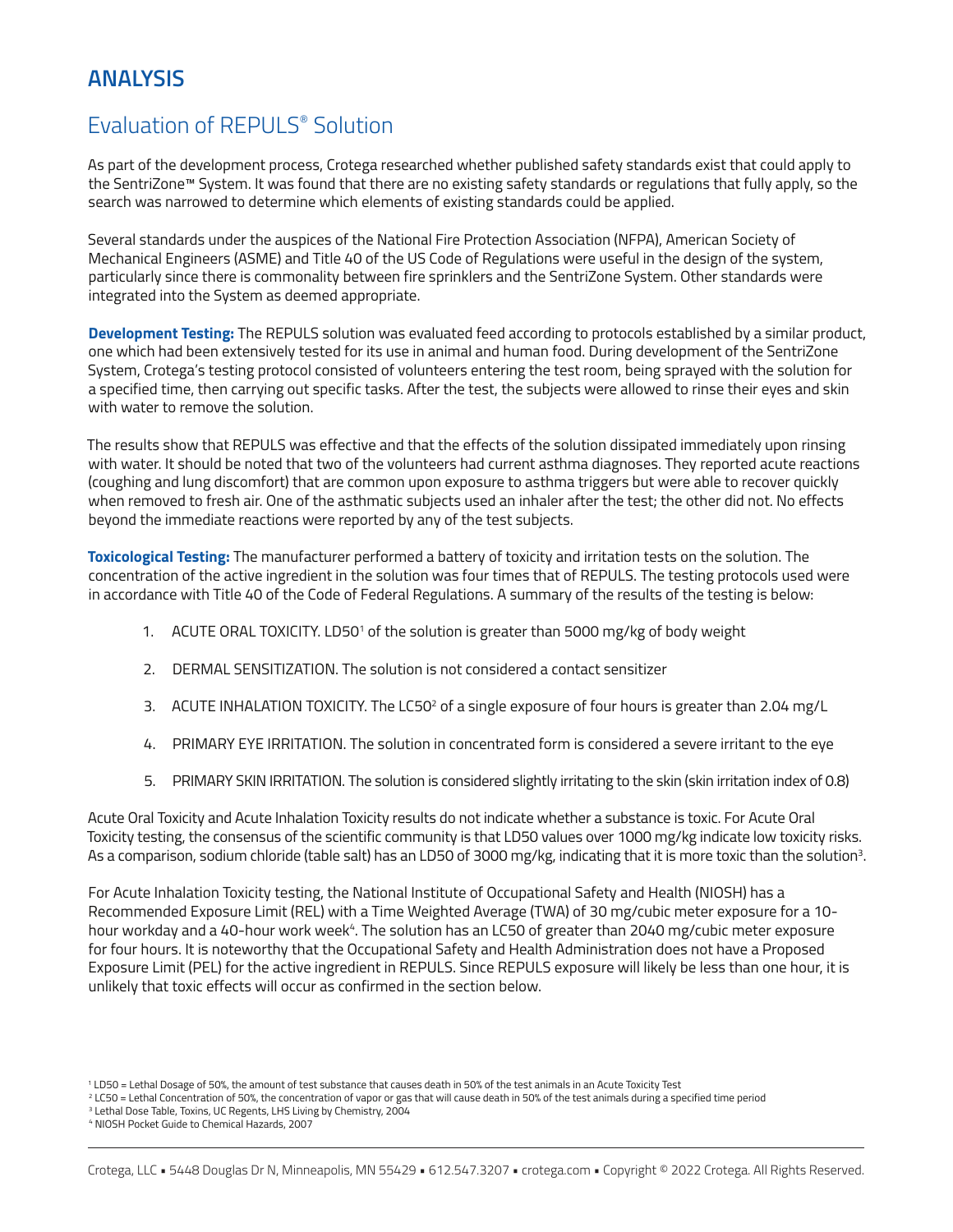# ANALYSIS

## Evaluation of REPULS® Solution

As part of the development process, Crotega researched whether published safety standards exist that could apply to the SentriZone™ System. It was found that there are no existing safety standards or regulations that fully apply, so the search was narrowed to determine which elements of existing standards could be applied.

Several standards under the auspices of the National Fire Protection Association (NFPA), American Society of Mechanical Engineers (ASME) and Title 40 of the US Code of Regulations were useful in the design of the system, particularly since there is commonality between fire sprinklers and the SentriZone System. Other standards were integrated into the System as deemed appropriate.

**Development Testing:** The REPULS solution was evaluated feed according to protocols established by a similar product, one which had been extensively tested for its use in animal and human food. During development of the SentriZone System, Crotega's testing protocol consisted of volunteers entering the test room, being sprayed with the solution for a specified time, then carrying out specific tasks. After the test, the subjects were allowed to rinse their eyes and skin with water to remove the solution.

The results show that REPULS was effective and that the effects of the solution dissipated immediately upon rinsing with water. It should be noted that two of the volunteers had current asthma diagnoses. They reported acute reactions (coughing and lung discomfort) that are common upon exposure to asthma triggers but were able to recover quickly when removed to fresh air. One of the asthmatic subjects used an inhaler after the test; the other did not. No effects beyond the immediate reactions were reported by any of the test subjects.

**Toxicological Testing:** The manufacturer performed a battery of toxicity and irritation tests on the solution. The concentration of the active ingredient in the solution was four times that of REPULS. The testing protocols used were in accordance with Title 40 of the Code of Federal Regulations. A summary of the results of the testing is below:

1. ACUTE ORAL TOXICITY. LD50[1] of the solution is greater than 5000 mg/kg of body weight
2. DERMAL SENSITIZATION. The solution is not considered a contact sensitizer
3. ACUTE INHALATION TOXICITY. The LC50[2] of a single exposure of four hours is greater than 2.04 mg/L
4. PRIMARY EYE IRRITATION. The solution in concentrated form is considered a severe irritant to the eye
5. PRIMARY SKIN IRRITATION. The solution is considered slightly irritating to the skin (skin irritation index of 0.8)

Acute Oral Toxicity and Acute Inhalation Toxicity results do not indicate whether a substance is toxic. For Acute Oral Toxicity testing, the consensus of the scientific community is that LD50 values over 1000 mg/kg indicate low toxicity risks. As a comparison, sodium chloride (table salt) has an LD50 of 3000 mg/kg, indicating that it is more toxic than the solution[3].

For Acute Inhalation Toxicity testing, the National Institute of Occupational Safety and Health (NIOSH) has a Recommended Exposure Limit (REL) with a Time Weighted Average (TWA) of 30 mg/cubic meter exposure for a 10-hour workday and a 40-hour work week[4]. The solution has an LC50 of greater than 2040 mg/cubic meter exposure for four hours. It is noteworthy that the Occupational Safety and Health Administration does not have a Proposed Exposure Limit (PEL) for the active ingredient in REPULS. Since REPULS exposure will likely be less than one hour, it is unlikely that toxic effects will occur as confirmed in the section below.

---

[1] LD50 = Lethal Dosage of 50%, the amount of test substance that causes death in 50% of the test animals in an Acute Toxicity Test

[2] LC50 = Lethal Concentration of 50%, the concentration of vapor or gas that will cause death in 50% of the test animals during a specified time period

[3] Lethal Dose Table, Toxins, UC Regents, LHS Living by Chemistry, 2004

[4] NIOSH Pocket Guide to Chemical Hazards, 2007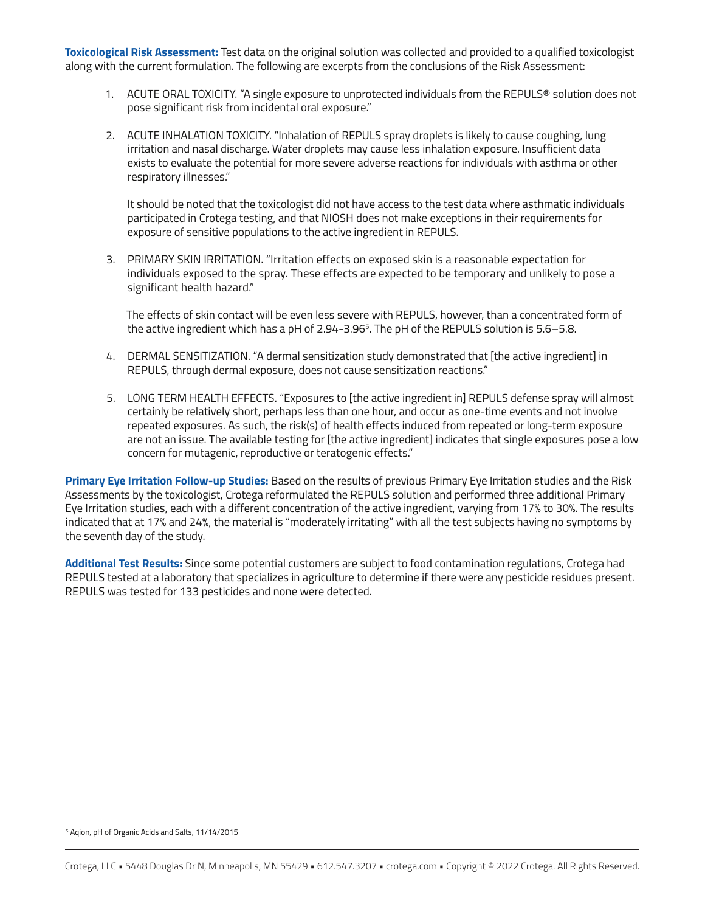**Toxicological Risk Assessment:** Test data on the original solution was collected and provided to a qualified toxicologist along with the current formulation. The following are excerpts from the conclusions of the Risk Assessment:

1. ACUTE ORAL TOXICITY. "A single exposure to unprotected individuals from the REPULS® solution does not pose significant risk from incidental oral exposure."

2. ACUTE INHALATION TOXICITY. "Inhalation of REPULS spray droplets is likely to cause coughing, lung irritation and nasal discharge. Water droplets may cause less inhalation exposure. Insufficient data exists to evaluate the potential for more severe adverse reactions for individuals with asthma or other respiratory illnesses."

   It should be noted that the toxicologist did not have access to the test data where asthmatic individuals participated in Crotega testing, and that NIOSH does not make exceptions in their requirements for exposure of sensitive populations to the active ingredient in REPULS.

3. PRIMARY SKIN IRRITATION. "Irritation effects on exposed skin is a reasonable expectation for individuals exposed to the spray. These effects are expected to be temporary and unlikely to pose a significant health hazard."

   The effects of skin contact will be even less severe with REPULS, however, than a concentrated form of the active ingredient which has a pH of 2.94-3.96[5]. The pH of the REPULS solution is 5.6–5.8.

4. DERMAL SENSITIZATION. "A dermal sensitization study demonstrated that [the active ingredient] in REPULS, through dermal exposure, does not cause sensitization reactions."

5. LONG TERM HEALTH EFFECTS. "Exposures to [the active ingredient in] REPULS defense spray will almost certainly be relatively short, perhaps less than one hour, and occur as one-time events and not involve repeated exposures. As such, the risk(s) of health effects induced from repeated or long-term exposure are not an issue. The available testing for [the active ingredient] indicates that single exposures pose a low concern for mutagenic, reproductive or teratogenic effects."

**Primary Eye Irritation Follow-up Studies:** Based on the results of previous Primary Eye Irritation studies and the Risk Assessments by the toxicologist, Crotega reformulated the REPULS solution and performed three additional Primary Eye Irritation studies, each with a different concentration of the active ingredient, varying from 17% to 30%. The results indicated that at 17% and 24%, the material is "moderately irritating" with all the test subjects having no symptoms by the seventh day of the study.

**Additional Test Results:** Since some potential customers are subject to food contamination regulations, Crotega had REPULS tested at a laboratory that specializes in agriculture to determine if there were any pesticide residues present. REPULS was tested for 133 pesticides and none were detected.

[5] Aqion, pH of Organic Acids and Salts, 11/14/2015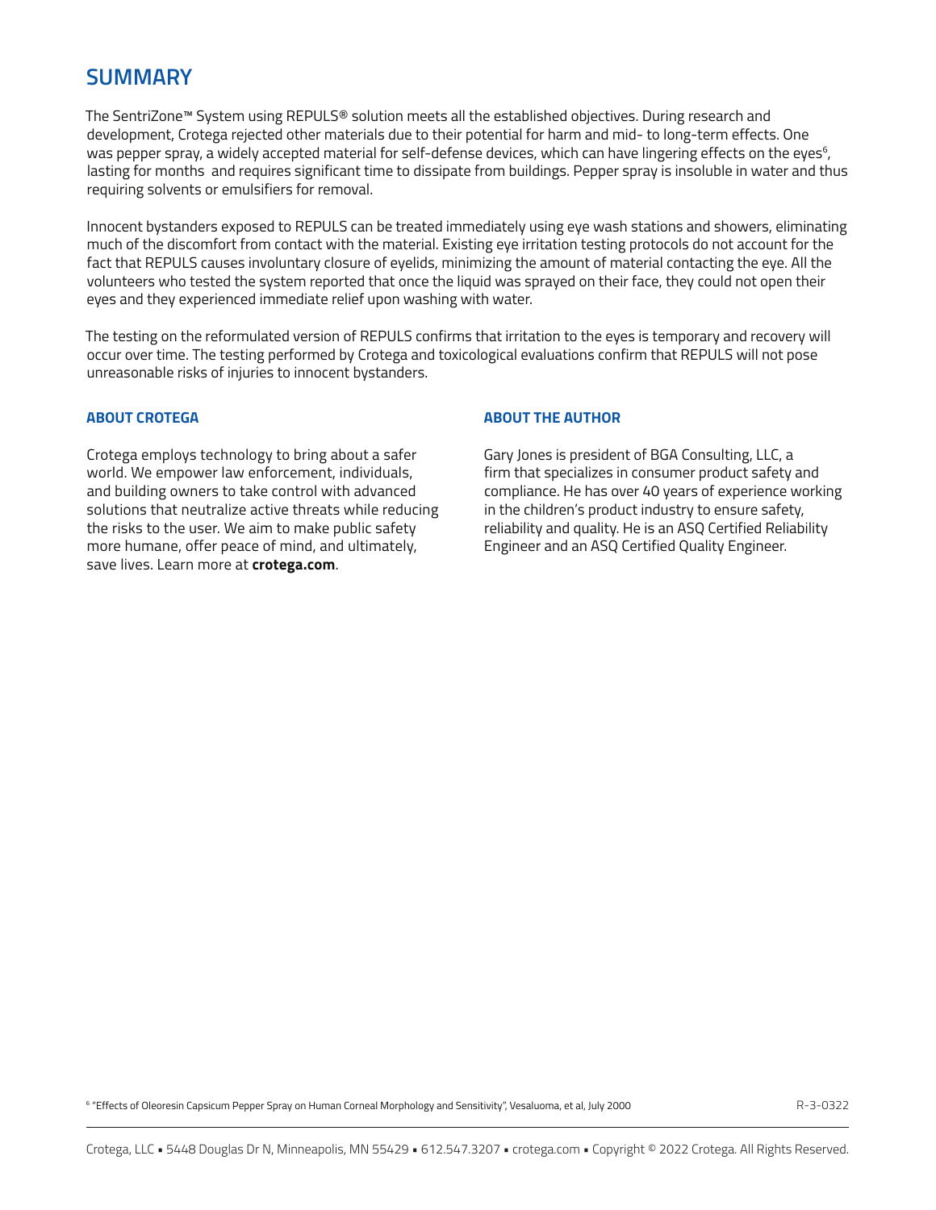## SUMMARY

The SentriZone™ System using REPULS® solution meets all the established objectives. During research and development, Crotega rejected other materials due to their potential for harm and mid- to long-term effects. One was pepper spray, a widely accepted material for self-defense devices, which can have lingering effects on the eyes[6], lasting for months and requires significant time to dissipate from buildings. Pepper spray is insoluble in water and thus requiring solvents or emulsifiers for removal.

Innocent bystanders exposed to REPULS can be treated immediately using eye wash stations and showers, eliminating much of the discomfort from contact with the material. Existing eye irritation testing protocols do not account for the fact that REPULS causes involuntary closure of eyelids, minimizing the amount of material contacting the eye. All the volunteers who tested the system reported that once the liquid was sprayed on their face, they could not open their eyes and they experienced immediate relief upon washing with water.

The testing on the reformulated version of REPULS confirms that irritation to the eyes is temporary and recovery will occur over time. The testing performed by Crotega and toxicological evaluations confirm that REPULS will not pose unreasonable risks of injuries to innocent bystanders.

### ABOUT CROTEGA

Crotega employs technology to bring about a safer world. We empower law enforcement, individuals, and building owners to take control with advanced solutions that neutralize active threats while reducing the risks to the user. We aim to make public safety more humane, offer peace of mind, and ultimately, save lives. Learn more at **crotega.com**.

### ABOUT THE AUTHOR

Gary Jones is president of BGA Consulting, LLC, a firm that specializes in consumer product safety and compliance. He has over 40 years of experience working in the children's product industry to ensure safety, reliability and quality. He is an ASQ Certified Reliability Engineer and an ASQ Certified Quality Engineer.

[6] "Effects of Oleoresin Capsicum Pepper Spray on Human Corneal Morphology and Sensitivity", Vesaluoma, et al, July 2000

R-3-0322

Crotega, LLC ▪ 5448 Douglas Dr N, Minneapolis, MN 55429 ▪ 612.547.3207 ▪ crotega.com ▪ Copyright © 2022 Crotega. All Rights Reserved.